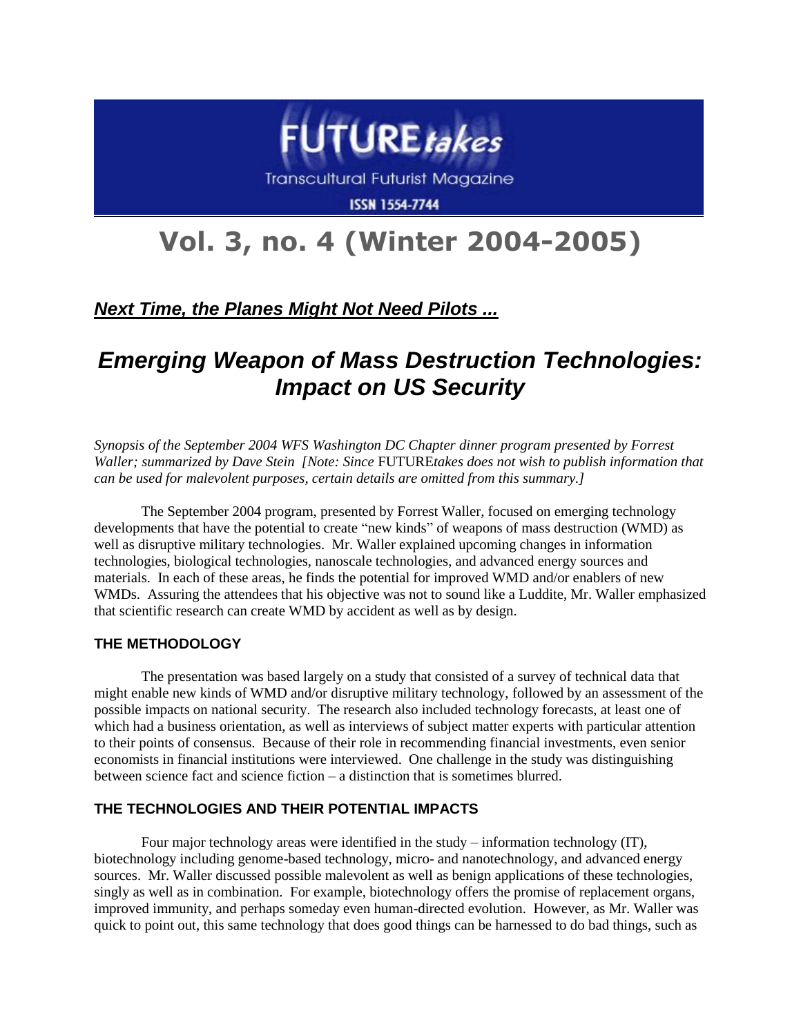FUTURE*takes*

Transcultural Futurist Magazine

ISSN 1554-7744

# Vol. 3, no. 4 (Winter 2004-2005)

***Next Time, the Planes Might Not Need Pilots ...***

## *Emerging Weapon of Mass Destruction Technologies: Impact on US Security*

*Synopsis of the September 2004 WFS Washington DC Chapter dinner program presented by Forrest Waller; summarized by Dave Stein [Note: Since* FUTURE*takes does not wish to publish information that can be used for malevolent purposes, certain details are omitted from this summary.]*

The September 2004 program, presented by Forrest Waller, focused on emerging technology developments that have the potential to create "new kinds" of weapons of mass destruction (WMD) as well as disruptive military technologies. Mr. Waller explained upcoming changes in information technologies, biological technologies, nanoscale technologies, and advanced energy sources and materials. In each of these areas, he finds the potential for improved WMD and/or enablers of new WMDs. Assuring the attendees that his objective was not to sound like a Luddite, Mr. Waller emphasized that scientific research can create WMD by accident as well as by design.

### THE METHODOLOGY

The presentation was based largely on a study that consisted of a survey of technical data that might enable new kinds of WMD and/or disruptive military technology, followed by an assessment of the possible impacts on national security. The research also included technology forecasts, at least one of which had a business orientation, as well as interviews of subject matter experts with particular attention to their points of consensus. Because of their role in recommending financial investments, even senior economists in financial institutions were interviewed. One challenge in the study was distinguishing between science fact and science fiction – a distinction that is sometimes blurred.

### THE TECHNOLOGIES AND THEIR POTENTIAL IMPACTS

Four major technology areas were identified in the study – information technology (IT), biotechnology including genome-based technology, micro- and nanotechnology, and advanced energy sources. Mr. Waller discussed possible malevolent as well as benign applications of these technologies, singly as well as in combination. For example, biotechnology offers the promise of replacement organs, improved immunity, and perhaps someday even human-directed evolution. However, as Mr. Waller was quick to point out, this same technology that does good things can be harnessed to do bad things, such as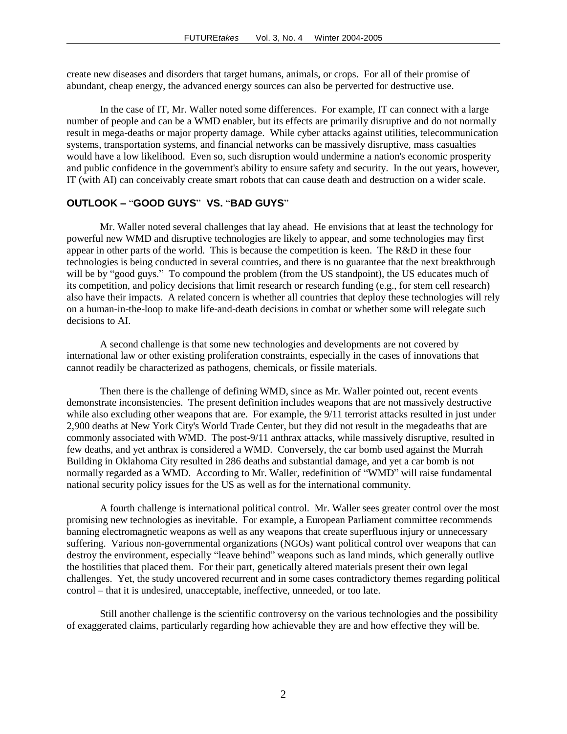create new diseases and disorders that target humans, animals, or crops. For all of their promise of abundant, cheap energy, the advanced energy sources can also be perverted for destructive use.

In the case of IT, Mr. Waller noted some differences. For example, IT can connect with a large number of people and can be a WMD enabler, but its effects are primarily disruptive and do not normally result in mega-deaths or major property damage. While cyber attacks against utilities, telecommunication systems, transportation systems, and financial networks can be massively disruptive, mass casualties would have a low likelihood. Even so, such disruption would undermine a nation's economic prosperity and public confidence in the government's ability to ensure safety and security. In the out years, however, IT (with AI) can conceivably create smart robots that can cause death and destruction on a wider scale.

## OUTLOOK – "GOOD GUYS" VS. "BAD GUYS"

Mr. Waller noted several challenges that lay ahead. He envisions that at least the technology for powerful new WMD and disruptive technologies are likely to appear, and some technologies may first appear in other parts of the world. This is because the competition is keen. The R&D in these four technologies is being conducted in several countries, and there is no guarantee that the next breakthrough will be by "good guys." To compound the problem (from the US standpoint), the US educates much of its competition, and policy decisions that limit research or research funding (e.g., for stem cell research) also have their impacts. A related concern is whether all countries that deploy these technologies will rely on a human-in-the-loop to make life-and-death decisions in combat or whether some will relegate such decisions to AI.

A second challenge is that some new technologies and developments are not covered by international law or other existing proliferation constraints, especially in the cases of innovations that cannot readily be characterized as pathogens, chemicals, or fissile materials.

Then there is the challenge of defining WMD, since as Mr. Waller pointed out, recent events demonstrate inconsistencies. The present definition includes weapons that are not massively destructive while also excluding other weapons that are. For example, the 9/11 terrorist attacks resulted in just under 2,900 deaths at New York City's World Trade Center, but they did not result in the megadeaths that are commonly associated with WMD. The post-9/11 anthrax attacks, while massively disruptive, resulted in few deaths, and yet anthrax is considered a WMD. Conversely, the car bomb used against the Murrah Building in Oklahoma City resulted in 286 deaths and substantial damage, and yet a car bomb is not normally regarded as a WMD. According to Mr. Waller, redefinition of "WMD" will raise fundamental national security policy issues for the US as well as for the international community.

A fourth challenge is international political control. Mr. Waller sees greater control over the most promising new technologies as inevitable. For example, a European Parliament committee recommends banning electromagnetic weapons as well as any weapons that create superfluous injury or unnecessary suffering. Various non-governmental organizations (NGOs) want political control over weapons that can destroy the environment, especially "leave behind" weapons such as land minds, which generally outlive the hostilities that placed them. For their part, genetically altered materials present their own legal challenges. Yet, the study uncovered recurrent and in some cases contradictory themes regarding political control – that it is undesired, unacceptable, ineffective, unneeded, or too late.

Still another challenge is the scientific controversy on the various technologies and the possibility of exaggerated claims, particularly regarding how achievable they are and how effective they will be.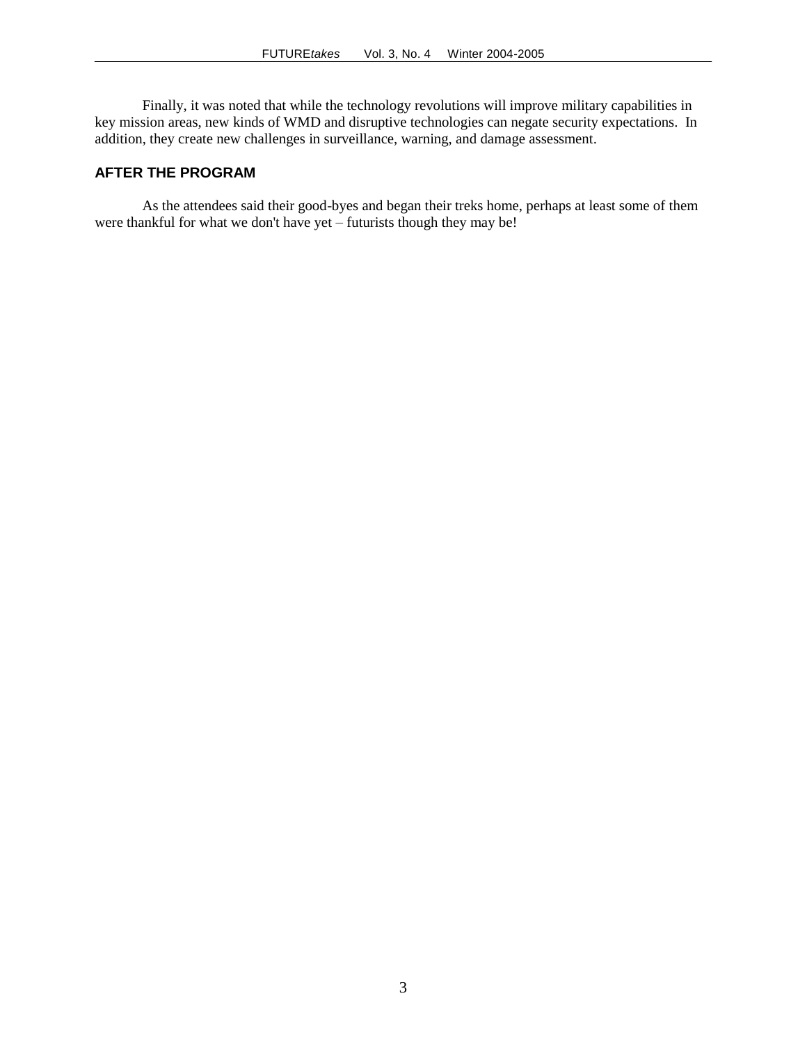Finally, it was noted that while the technology revolutions will improve military capabilities in key mission areas, new kinds of WMD and disruptive technologies can negate security expectations. In addition, they create new challenges in surveillance, warning, and damage assessment.

## AFTER THE PROGRAM

As the attendees said their good-byes and began their treks home, perhaps at least some of them were thankful for what we don't have yet – futurists though they may be!